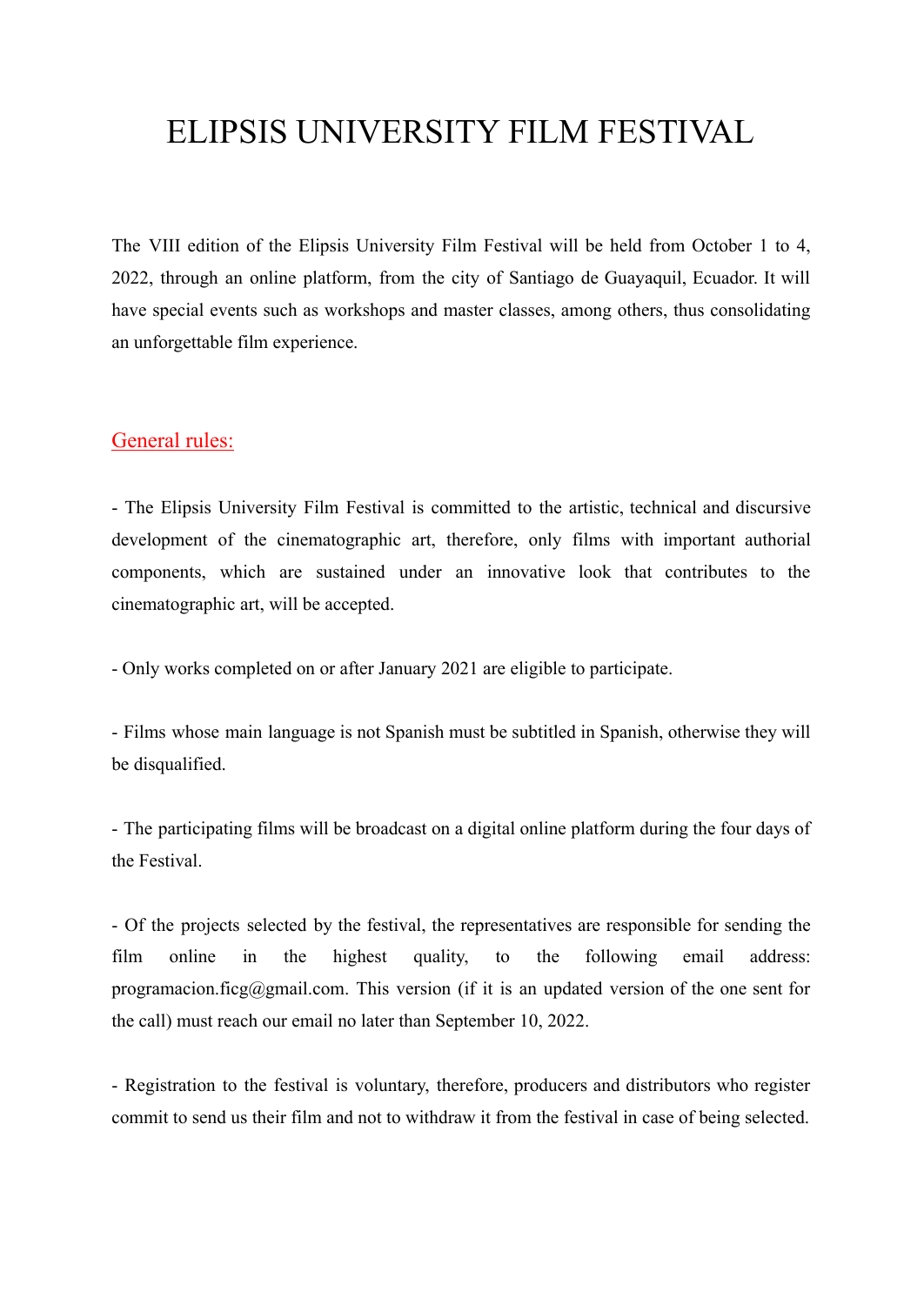# ELIPSIS UNIVERSITY FILM FESTIVAL

The VIII edition of the Elipsis University Film Festival will be held from October 1 to 4, 2022, through an online platform, from the city of Santiago de Guayaquil, Ecuador. It will have special events such as workshops and master classes, among others, thus consolidating an unforgettable film experience.

## General rules:

- The Elipsis University Film Festival is committed to the artistic, technical and discursive development of the cinematographic art, therefore, only films with important authorial components, which are sustained under an innovative look that contributes to the cinematographic art, will be accepted.

- Only works completed on or after January 2021 are eligible to participate.

- Films whose main language is not Spanish must be subtitled in Spanish, otherwise they will be disqualified.

- The participating films will be broadcast on a digital online platform during the four days of the Festival.

- Of the projects selected by the festival, the representatives are responsible for sending the film online in the highest quality, to the following email address: programacion.ficg@gmail.com. This version (if it is an updated version of the one sent for the call) must reach our email no later than September 10, 2022.

- Registration to the festival is voluntary, therefore, producers and distributors who register commit to send us their film and not to withdraw it from the festival in case of being selected.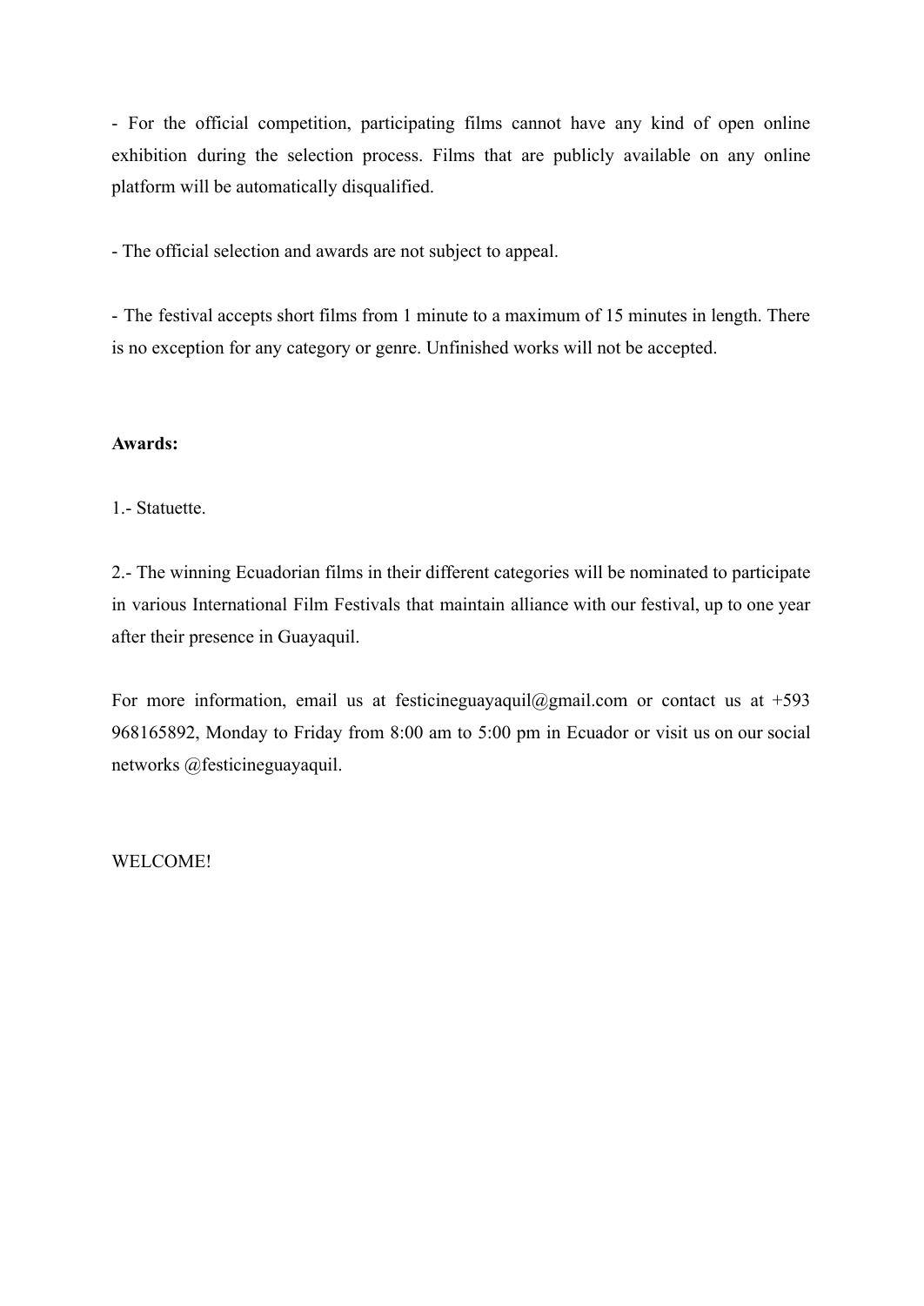- For the official competition, participating films cannot have any kind of open online exhibition during the selection process. Films that are publicly available on any online platform will be automatically disqualified.

- The official selection and awards are not subject to appeal.

- The festival accepts short films from 1 minute to a maximum of 15 minutes in length. There is no exception for any category or genre. Unfinished works will not be accepted.

**Awards:**

1.- Statuette.

2.- The winning Ecuadorian films in their different categories will be nominated to participate in various International Film Festivals that maintain alliance with our festival, up to one year after their presence in Guayaquil.

For more information, email us at festicineguayaquil@gmail.com or contact us at +593 968165892, Monday to Friday from 8:00 am to 5:00 pm in Ecuador or visit us on our social networks @festicineguayaquil.

WELCOME!